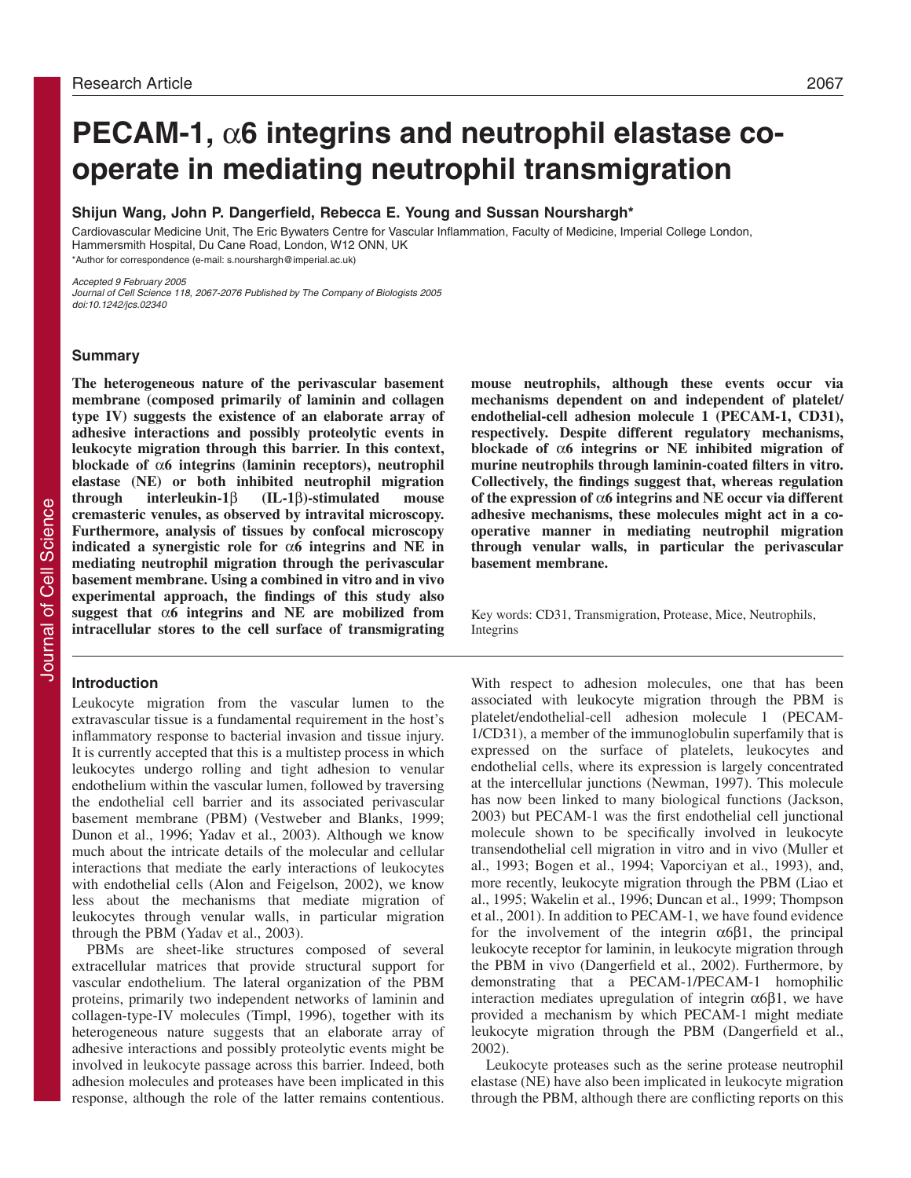Research Article

# PECAM-1, $\alpha$6 integrins and neutrophil elastase co-operate in mediating neutrophil transmigration

**Shijun Wang, John P. Dangerfield, Rebecca E. Young and Sussan Nourshargh***

Cardiovascular Medicine Unit, The Eric Bywaters Centre for Vascular Inflammation, Faculty of Medicine, Imperial College London, Hammersmith Hospital, Du Cane Road, London, W12 ONN, UK

*Author for correspondence (e-mail: s.nourshargh@imperial.ac.uk)

*Accepted 9 February 2005*
*Journal of Cell Science 118, 2067-2076 Published by The Company of Biologists 2005*
*doi:10.1242/jcs.02340*

## Summary

**The heterogeneous nature of the perivascular basement membrane (composed primarily of laminin and collagen type IV) suggests the existence of an elaborate array of adhesive interactions and possibly proteolytic events in leukocyte migration through this barrier. In this context, blockade of $\alpha$6 integrins (laminin receptors), neutrophil elastase (NE) or both inhibited neutrophil migration through interleukin-1$\beta$ (IL-1$\beta$)-stimulated mouse cremasteric venules, as observed by intravital microscopy. Furthermore, analysis of tissues by confocal microscopy indicated a synergistic role for $\alpha$6 integrins and NE in mediating neutrophil migration through the perivascular basement membrane. Using a combined in vitro and in vivo experimental approach, the findings of this study also suggest that $\alpha$6 integrins and NE are mobilized from intracellular stores to the cell surface of transmigrating mouse neutrophils, although these events occur via mechanisms dependent on and independent of platelet/endothelial-cell adhesion molecule 1 (PECAM-1, CD31), respectively. Despite different regulatory mechanisms, blockade of $\alpha$6 integrins or NE inhibited migration of murine neutrophils through laminin-coated filters in vitro. Collectively, the findings suggest that, whereas regulation of the expression of $\alpha$6 integrins and NE occur via different adhesive mechanisms, these molecules might act in a co-operative manner in mediating neutrophil migration through venular walls, in particular the perivascular basement membrane.**

Key words: CD31, Transmigration, Protease, Mice, Neutrophils, Integrins

## Introduction

Leukocyte migration from the vascular lumen to the extravascular tissue is a fundamental requirement in the host's inflammatory response to bacterial invasion and tissue injury. It is currently accepted that this is a multistep process in which leukocytes undergo rolling and tight adhesion to venular endothelium within the vascular lumen, followed by traversing the endothelial cell barrier and its associated perivascular basement membrane (PBM) (Vestweber and Blanks, 1999; Dunon et al., 1996; Yadav et al., 2003). Although we know much about the intricate details of the molecular and cellular interactions that mediate the early interactions of leukocytes with endothelial cells (Alon and Feigelson, 2002), we know less about the mechanisms that mediate migration of leukocytes through venular walls, in particular migration through the PBM (Yadav et al., 2003).

PBMs are sheet-like structures composed of several extracellular matrices that provide structural support for vascular endothelium. The lateral organization of the PBM proteins, primarily two independent networks of laminin and collagen-type-IV molecules (Timpl, 1996), together with its heterogeneous nature suggests that an elaborate array of adhesive interactions and possibly proteolytic events might be involved in leukocyte passage across this barrier. Indeed, both adhesion molecules and proteases have been implicated in this response, although the role of the latter remains contentious.

With respect to adhesion molecules, one that has been associated with leukocyte migration through the PBM is platelet/endothelial-cell adhesion molecule 1 (PECAM-1/CD31), a member of the immunoglobulin superfamily that is expressed on the surface of platelets, leukocytes and endothelial cells, where its expression is largely concentrated at the intercellular junctions (Newman, 1997). This molecule has now been linked to many biological functions (Jackson, 2003) but PECAM-1 was the first endothelial cell junctional molecule shown to be specifically involved in leukocyte transendothelial cell migration in vitro and in vivo (Muller et al., 1993; Bogen et al., 1994; Vaporciyan et al., 1993), and, more recently, leukocyte migration through the PBM (Liao et al., 1995; Wakelin et al., 1996; Duncan et al., 1999; Thompson et al., 2001). In addition to PECAM-1, we have found evidence for the involvement of the integrin $\alpha6\beta1$, the principal leukocyte receptor for laminin, in leukocyte migration through the PBM in vivo (Dangerfield et al., 2002). Furthermore, by demonstrating that a PECAM-1/PECAM-1 homophilic interaction mediates upregulation of integrin $\alpha6\beta1$, we have provided a mechanism by which PECAM-1 might mediate leukocyte migration through the PBM (Dangerfield et al., 2002).

Leukocyte proteases such as the serine protease neutrophil elastase (NE) have also been implicated in leukocyte migration through the PBM, although there are conflicting reports on this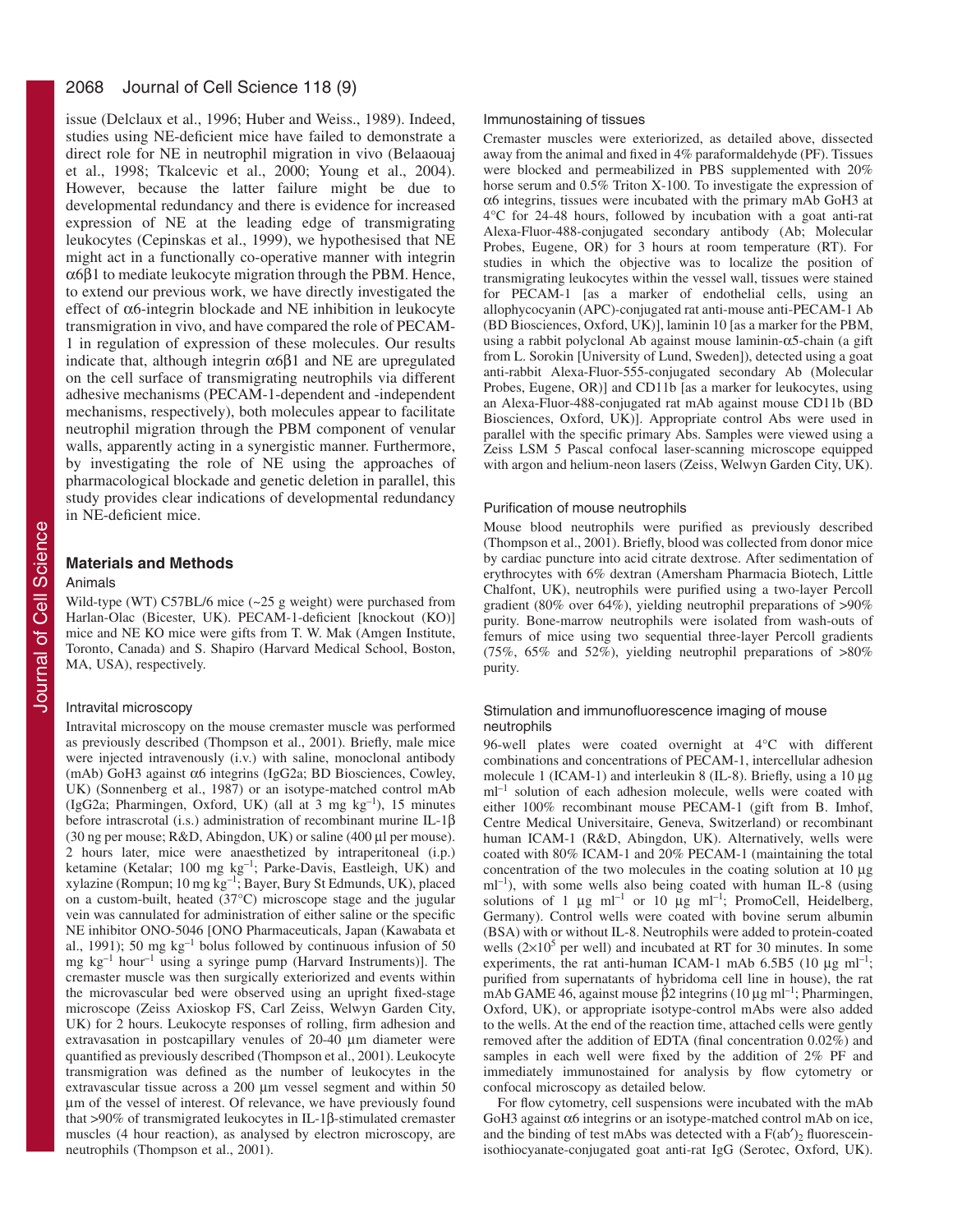issue (Delclaux et al., 1996; Huber and Weiss., 1989). Indeed, studies using NE-deficient mice have failed to demonstrate a direct role for NE in neutrophil migration in vivo (Belaaouaj et al., 1998; Tkalcevic et al., 2000; Young et al., 2004). However, because the latter failure might be due to developmental redundancy and there is evidence for increased expression of NE at the leading edge of transmigrating leukocytes (Cepinskas et al., 1999), we hypothesised that NE might act in a functionally co-operative manner with integrin α6β1 to mediate leukocyte migration through the PBM. Hence, to extend our previous work, we have directly investigated the effect of α6-integrin blockade and NE inhibition in leukocyte transmigration in vivo, and have compared the role of PECAM-1 in regulation of expression of these molecules. Our results indicate that, although integrin α6β1 and NE are upregulated on the cell surface of transmigrating neutrophils via different adhesive mechanisms (PECAM-1-dependent and -independent mechanisms, respectively), both molecules appear to facilitate neutrophil migration through the PBM component of venular walls, apparently acting in a synergistic manner. Furthermore, by investigating the role of NE using the approaches of pharmacological blockade and genetic deletion in parallel, this study provides clear indications of developmental redundancy in NE-deficient mice.

## Materials and Methods

### Animals

Wild-type (WT) C57BL/6 mice (~25 g weight) were purchased from Harlan-Olac (Bicester, UK). PECAM-1-deficient [knockout (KO)] mice and NE KO mice were gifts from T. W. Mak (Amgen Institute, Toronto, Canada) and S. Shapiro (Harvard Medical School, Boston, MA, USA), respectively.

### Intravital microscopy

Intravital microscopy on the mouse cremaster muscle was performed as previously described (Thompson et al., 2001). Briefly, male mice were injected intravenously (i.v.) with saline, monoclonal antibody (mAb) GoH3 against α6 integrins (IgG2a; BD Biosciences, Cowley, UK) (Sonnenberg et al., 1987) or an isotype-matched control mAb (IgG2a; Pharmingen, Oxford, UK) (all at 3 mg kg$^{-1}$), 15 minutes before intrascrotal (i.s.) administration of recombinant murine IL-1β (30 ng per mouse; R&D, Abingdon, UK) or saline (400 μl per mouse). 2 hours later, mice were anaesthetized by intraperitoneal (i.p.) ketamine (Ketalar; 100 mg kg$^{-1}$; Parke-Davis, Eastleigh, UK) and xylazine (Rompun; 10 mg kg$^{-1}$; Bayer, Bury St Edmunds, UK), placed on a custom-built, heated (37°C) microscope stage and the jugular vein was cannulated for administration of either saline or the specific NE inhibitor ONO-5046 [ONO Pharmaceuticals, Japan (Kawabata et al., 1991); 50 mg kg$^{-1}$ bolus followed by continuous infusion of 50 mg kg$^{-1}$ hour$^{-1}$ using a syringe pump (Harvard Instruments)]. The cremaster muscle was then surgically exteriorized and events within the microvascular bed were observed using an upright fixed-stage microscope (Zeiss Axioskop FS, Carl Zeiss, Welwyn Garden City, UK) for 2 hours. Leukocyte responses of rolling, firm adhesion and extravasation in postcapillary venules of 20-40 μm diameter were quantified as previously described (Thompson et al., 2001). Leukocyte transmigration was defined as the number of leukocytes in the extravascular tissue across a 200 μm vessel segment and within 50 μm of the vessel of interest. Of relevance, we have previously found that >90% of transmigrated leukocytes in IL-1β-stimulated cremaster muscles (4 hour reaction), as analysed by electron microscopy, are neutrophils (Thompson et al., 2001).

### Immunostaining of tissues

Cremaster muscles were exteriorized, as detailed above, dissected away from the animal and fixed in 4% paraformaldehyde (PF). Tissues were blocked and permeabilized in PBS supplemented with 20% horse serum and 0.5% Triton X-100. To investigate the expression of α6 integrins, tissues were incubated with the primary mAb GoH3 at 4°C for 24-48 hours, followed by incubation with a goat anti-rat Alexa-Fluor-488-conjugated secondary antibody (Ab; Molecular Probes, Eugene, OR) for 3 hours at room temperature (RT). For studies in which the objective was to localize the position of transmigrating leukocytes within the vessel wall, tissues were stained for PECAM-1 [as a marker of endothelial cells, using an allophycocyanin (APC)-conjugated rat anti-mouse anti-PECAM-1 Ab (BD Biosciences, Oxford, UK)], laminin 10 [as a marker for the PBM, using a rabbit polyclonal Ab against mouse laminin-α5-chain (a gift from L. Sorokin [University of Lund, Sweden]), detected using a goat anti-rabbit Alexa-Fluor-555-conjugated secondary Ab (Molecular Probes, Eugene, OR)] and CD11b [as a marker for leukocytes, using an Alexa-Fluor-488-conjugated rat mAb against mouse CD11b (BD Biosciences, Oxford, UK)]. Appropriate control Abs were used in parallel with the specific primary Abs. Samples were viewed using a Zeiss LSM 5 Pascal confocal laser-scanning microscope equipped with argon and helium-neon lasers (Zeiss, Welwyn Garden City, UK).

### Purification of mouse neutrophils

Mouse blood neutrophils were purified as previously described (Thompson et al., 2001). Briefly, blood was collected from donor mice by cardiac puncture into acid citrate dextrose. After sedimentation of erythrocytes with 6% dextran (Amersham Pharmacia Biotech, Little Chalfont, UK), neutrophils were purified using a two-layer Percoll gradient (80% over 64%), yielding neutrophil preparations of >90% purity. Bone-marrow neutrophils were isolated from wash-outs of femurs of mice using two sequential three-layer Percoll gradients (75%, 65% and 52%), yielding neutrophil preparations of >80% purity.

### Stimulation and immunofluorescence imaging of mouse neutrophils

96-well plates were coated overnight at 4°C with different combinations and concentrations of PECAM-1, intercellular adhesion molecule 1 (ICAM-1) and interleukin 8 (IL-8). Briefly, using a 10 μg ml$^{-1}$ solution of each adhesion molecule, wells were coated with either 100% recombinant mouse PECAM-1 (gift from B. Imhof, Centre Medical Universitaire, Geneva, Switzerland) or recombinant human ICAM-1 (R&D, Abingdon, UK). Alternatively, wells were coated with 80% ICAM-1 and 20% PECAM-1 (maintaining the total concentration of the two molecules in the coating solution at 10 μg ml$^{-1}$), with some wells also being coated with human IL-8 (using solutions of 1 μg ml$^{-1}$ or 10 μg ml$^{-1}$; PromoCell, Heidelberg, Germany). Control wells were coated with bovine serum albumin (BSA) with or without IL-8. Neutrophils were added to protein-coated wells (2×10$^{5}$ per well) and incubated at RT for 30 minutes. In some experiments, the rat anti-human ICAM-1 mAb 6.5B5 (10 μg ml$^{-1}$; purified from supernatants of hybridoma cell line in house), the rat mAb GAME 46, against mouse β2 integrins (10 μg ml$^{-1}$; Pharmingen, Oxford, UK), or appropriate isotype-control mAbs were also added to the wells. At the end of the reaction time, attached cells were gently removed after the addition of EDTA (final concentration 0.02%) and samples in each well were fixed by the addition of 2% PF and immediately immunostained for analysis by flow cytometry or confocal microscopy as detailed below.

For flow cytometry, cell suspensions were incubated with the mAb GoH3 against α6 integrins or an isotype-matched control mAb on ice, and the binding of test mAbs was detected with a F(ab′)$_2$ fluorescein-isothiocyanate-conjugated goat anti-rat IgG (Serotec, Oxford, UK).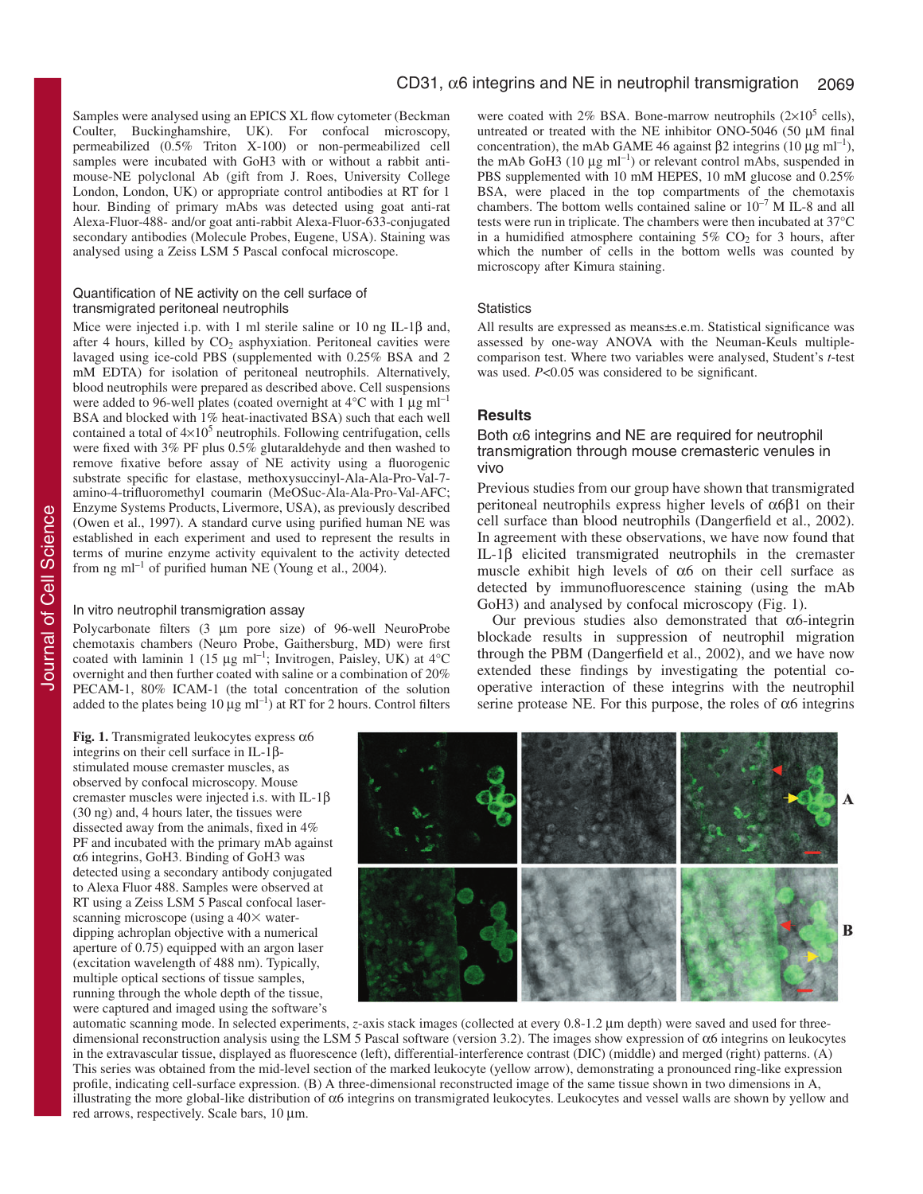Samples were analysed using an EPICS XL flow cytometer (Beckman Coulter, Buckinghamshire, UK). For confocal microscopy, permeabilized (0.5% Triton X-100) or non-permeabilized cell samples were incubated with GoH3 with or without a rabbit anti-mouse-NE polyclonal Ab (gift from J. Roes, University College London, London, UK) or appropriate control antibodies at RT for 1 hour. Binding of primary mAbs was detected using goat anti-rat Alexa-Fluor-488- and/or goat anti-rabbit Alexa-Fluor-633-conjugated secondary antibodies (Molecule Probes, Eugene, USA). Staining was analysed using a Zeiss LSM 5 Pascal confocal microscope.

### Quantification of NE activity on the cell surface of transmigrated peritoneal neutrophils

Mice were injected i.p. with 1 ml sterile saline or 10 ng IL-1β and, after 4 hours, killed by $CO_2$ asphyxiation. Peritoneal cavities were lavaged using ice-cold PBS (supplemented with 0.25% BSA and 2 mM EDTA) for isolation of peritoneal neutrophils. Alternatively, blood neutrophils were prepared as described above. Cell suspensions were added to 96-well plates (coated overnight at 4°C with 1 μg $ml^{-1}$ BSA and blocked with 1% heat-inactivated BSA) such that each well contained a total of $4\times10^5$ neutrophils. Following centrifugation, cells were fixed with 3% PF plus 0.5% glutaraldehyde and then washed to remove fixative before assay of NE activity using a fluorogenic substrate specific for elastase, methoxysuccinyl-Ala-Ala-Pro-Val-7-amino-4-trifluoromethyl coumarin (MeOSuc-Ala-Ala-Pro-Val-AFC; Enzyme Systems Products, Livermore, USA), as previously described (Owen et al., 1997). A standard curve using purified human NE was established in each experiment and used to represent the results in terms of murine enzyme activity equivalent to the activity detected from ng $ml^{-1}$ of purified human NE (Young et al., 2004).

### In vitro neutrophil transmigration assay

Polycarbonate filters (3 μm pore size) of 96-well NeuroProbe chemotaxis chambers (Neuro Probe, Gaithersburg, MD) were first coated with laminin 1 (15 μg $ml^{-1}$; Invitrogen, Paisley, UK) at 4°C overnight and then further coated with saline or a combination of 20% PECAM-1, 80% ICAM-1 (the total concentration of the solution added to the plates being 10 μg $ml^{-1}$) at RT for 2 hours. Control filters were coated with 2% BSA. Bone-marrow neutrophils ($2\times10^5$ cells), untreated or treated with the NE inhibitor ONO-5046 (50 μM final concentration), the mAb GAME 46 against β2 integrins (10 μg $ml^{-1}$), the mAb GoH3 (10 μg $ml^{-1}$) or relevant control mAbs, suspended in PBS supplemented with 10 mM HEPES, 10 mM glucose and 0.25% BSA, were placed in the top compartments of the chemotaxis chambers. The bottom wells contained saline or $10^{-7}$ M IL-8 and all tests were run in triplicate. The chambers were then incubated at 37°C in a humidified atmosphere containing 5% $CO_2$ for 3 hours, after which the number of cells in the bottom wells was counted by microscopy after Kimura staining.

### Statistics

All results are expressed as means±s.e.m. Statistical significance was assessed by one-way ANOVA with the Neuman-Keuls multiple-comparison test. Where two variables were analysed, Student's *t*-test was used. $P<0.05$ was considered to be significant.

## Results

### Both α6 integrins and NE are required for neutrophil transmigration through mouse cremasteric venules in vivo

Previous studies from our group have shown that transmigrated peritoneal neutrophils express higher levels of α6β1 on their cell surface than blood neutrophils (Dangerfield et al., 2002). In agreement with these observations, we have now found that IL-1β elicited transmigrated neutrophils in the cremaster muscle exhibit high levels of α6 on their cell surface as detected by immunofluorescence staining (using the mAb GoH3) and analysed by confocal microscopy (Fig. 1).

Our previous studies also demonstrated that α6-integrin blockade results in suppression of neutrophil migration through the PBM (Dangerfield et al., 2002), and we have now extended these findings by investigating the potential co-operative interaction of these integrins with the neutrophil serine protease NE. For this purpose, the roles of α6 integrins

**Fig. 1.** Transmigrated leukocytes express α6 integrins on their cell surface in IL-1β-stimulated mouse cremaster muscles, as observed by confocal microscopy. Mouse cremaster muscles were injected i.s. with IL-1β (30 ng) and, 4 hours later, the tissues were dissected away from the animals, fixed in 4% PF and incubated with the primary mAb against α6 integrins, GoH3. Binding of GoH3 was detected using a secondary antibody conjugated to Alexa Fluor 488. Samples were observed at RT using a Zeiss LSM 5 Pascal confocal laser-scanning microscope (using a 40× water-dipping achroplan objective with a numerical aperture of 0.75) equipped with an argon laser (excitation wavelength of 488 nm). Typically, multiple optical sections of tissue samples, running through the whole depth of the tissue, were captured and imaged using the software's automatic scanning mode. In selected experiments, *z*-axis stack images (collected at every 0.8-1.2 μm depth) were saved and used for three-dimensional reconstruction analysis using the LSM 5 Pascal software (version 3.2). The images show expression of α6 integrins on leukocytes in the extravascular tissue, displayed as fluorescence (left), differential-interference contrast (DIC) (middle) and merged (right) patterns. (A) This series was obtained from the mid-level section of the marked leukocyte (yellow arrow), demonstrating a pronounced ring-like expression profile, indicating cell-surface expression. (B) A three-dimensional reconstructed image of the same tissue shown in two dimensions in A, illustrating the more global-like distribution of α6 integrins on transmigrated leukocytes. Leukocytes and vessel walls are shown by yellow and red arrows, respectively. Scale bars, 10 μm.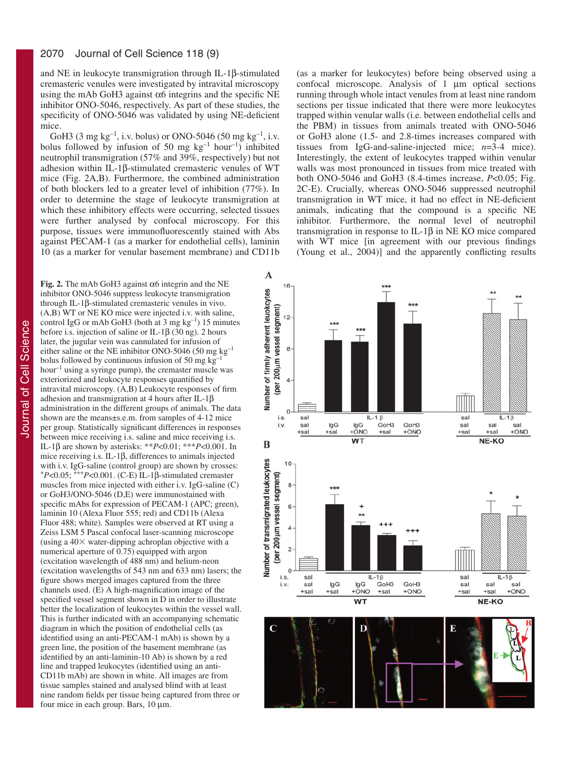and NE in leukocyte transmigration through IL-1β-stimulated cremasteric venules were investigated by intravital microscopy using the mAb GoH3 against α6 integrins and the specific NE inhibitor ONO-5046, respectively. As part of these studies, the specificity of ONO-5046 was validated by using NE-deficient mice.

GoH3 (3 mg $kg^{-1}$, i.v. bolus) or ONO-5046 (50 mg $kg^{-1}$, i.v. bolus followed by infusion of 50 mg $kg^{-1}$ $hour^{-1}$) inhibited neutrophil transmigration (57% and 39%, respectively) but not adhesion within IL-1β-stimulated cremasteric venules of WT mice (Fig. 2A,B). Furthermore, the combined administration of both blockers led to a greater level of inhibition (77%). In order to determine the stage of leukocyte transmigration at which these inhibitory effects were occurring, selected tissues were further analysed by confocal microscopy. For this purpose, tissues were immunofluorescently stained with Abs against PECAM-1 (as a marker for endothelial cells), laminin 10 (as a marker for venular basement membrane) and CD11b (as a marker for leukocytes) before being observed using a confocal microscope. Analysis of 1 μm optical sections running through whole intact venules from at least nine random sections per tissue indicated that there were more leukocytes trapped within venular walls (i.e. between endothelial cells and the PBM) in tissues from animals treated with ONO-5046 or GoH3 alone (1.5- and 2.8-times increases compared with tissues from IgG-and-saline-injected mice; *n*=3-4 mice). Interestingly, the extent of leukocytes trapped within venular walls was most pronounced in tissues from mice treated with both ONO-5046 and GoH3 (8.4-times increase, $P<0.05$; Fig. 2C-E). Crucially, whereas ONO-5046 suppressed neutrophil transmigration in WT mice, it had no effect in NE-deficient animals, indicating that the compound is a specific NE inhibitor. Furthermore, the normal level of neutrophil transmigration in response to IL-1β in NE KO mice compared with WT mice [in agreement with our previous findings (Young et al., 2004)] and the apparently conflicting results

**Fig. 2.** The mAb GoH3 against α6 integrin and the NE inhibitor ONO-5046 suppress leukocyte transmigration through IL-1β-stimulated cremasteric venules in vivo. (A,B) WT or NE KO mice were injected i.v. with saline, control IgG or mAb GoH3 (both at 3 mg $kg^{-1}$) 15 minutes before i.s. injection of saline or IL-1β (30 ng). 2 hours later, the jugular vein was cannulated for infusion of either saline or the NE inhibitor ONO-5046 (50 mg $kg^{-1}$ bolus followed by continuous infusion of 50 mg $kg^{-1}$ $hour^{-1}$ using a syringe pump), the cremaster muscle was exteriorized and leukocyte responses quantified by intravital microscopy. (A,B) Leukocyte responses of firm adhesion and transmigration at 4 hours after IL-1β administration in the different groups of animals. The data shown are the means±s.e.m. from samples of 4-12 mice per group. Statistically significant differences in responses between mice receiving i.s. saline and mice receiving i.s. IL-1β are shown by asterisks: \*\*$P<0.01$; \*\*\*$P<0.001$. In mice receiving i.s. IL-1β, differences to animals injected with i.v. IgG-saline (control group) are shown by crosses: +$P<0.05$; +++$P<0.001$. (C-E) IL-1β-stimulated cremaster muscles from mice injected with either i.v. IgG-saline (C) or GoH3/ONO-5046 (D,E) were immunostained with specific mAbs for expression of PECAM-1 (APC; green), laminin 10 (Alexa Fluor 555; red) and CD11b (Alexa Fluor 488; white). Samples were observed at RT using a Zeiss LSM 5 Pascal confocal laser-scanning microscope (using a 40× water-dipping achroplan objective with a numerical aperture of 0.75) equipped with argon (excitation wavelength of 488 nm) and helium-neon (excitation wavelengths of 543 nm and 633 nm) lasers; the figure shows merged images captured from the three channels used. (E) A high-magnification image of the specified vessel segment shown in D in order to illustrate better the localization of leukocytes within the vessel wall. This is further indicated with an accompanying schematic diagram in which the position of endothelial cells (as identified using an anti-PECAM-1 mAb) is shown by a green line, the position of the basement membrane (as identified by an anti-laminin-10 Ab) is shown by a red line and trapped leukocytes (identified using an anti-CD11b mAb) are shown in white. All images are from tissue samples stained and analysed blind with at least nine random fields per tissue being captured from three or four mice in each group. Bars, 10 μm.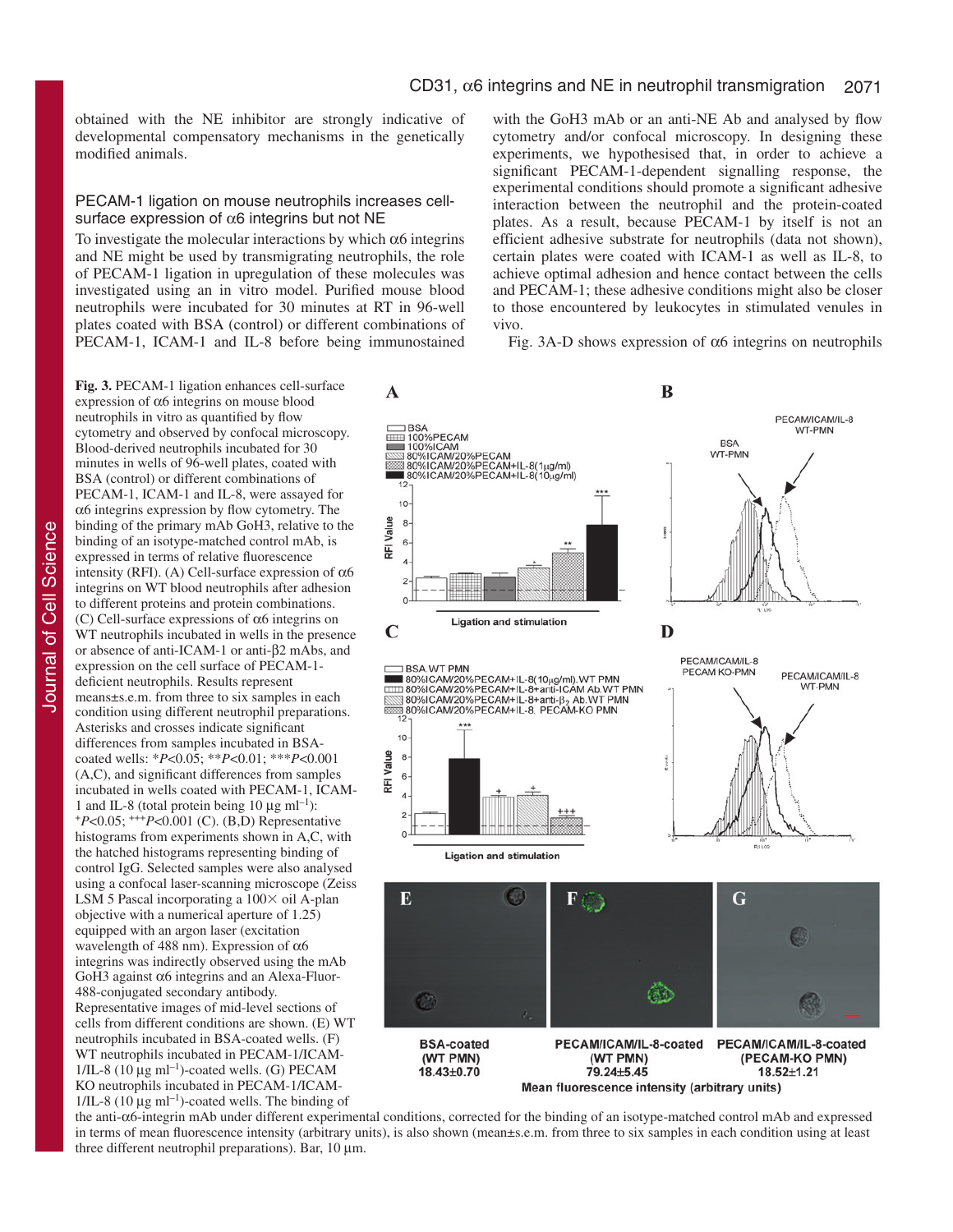obtained with the NE inhibitor are strongly indicative of developmental compensatory mechanisms in the genetically modified animals.

### PECAM-1 ligation on mouse neutrophils increases cell-surface expression of α6 integrins but not NE

To investigate the molecular interactions by which α6 integrins and NE might be used by transmigrating neutrophils, the role of PECAM-1 ligation in upregulation of these molecules was investigated using an in vitro model. Purified mouse blood neutrophils were incubated for 30 minutes at RT in 96-well plates coated with BSA (control) or different combinations of PECAM-1, ICAM-1 and IL-8 before being immunostained with the GoH3 mAb or an anti-NE Ab and analysed by flow cytometry and/or confocal microscopy. In designing these experiments, we hypothesised that, in order to achieve a significant PECAM-1-dependent signalling response, the experimental conditions should promote a significant adhesive interaction between the neutrophil and the protein-coated plates. As a result, because PECAM-1 by itself is not an efficient adhesive substrate for neutrophils (data not shown), certain plates were coated with ICAM-1 as well as IL-8, to achieve optimal adhesion and hence contact between the cells and PECAM-1; these adhesive conditions might also be closer to those encountered by leukocytes in stimulated venules in vivo.

Fig. 3A-D shows expression of α6 integrins on neutrophils

**Fig. 3.** PECAM-1 ligation enhances cell-surface expression of α6 integrins on mouse blood neutrophils in vitro as quantified by flow cytometry and observed by confocal microscopy. Blood-derived neutrophils incubated for 30 minutes in wells of 96-well plates, coated with BSA (control) or different combinations of PECAM-1, ICAM-1 and IL-8, were assayed for α6 integrins expression by flow cytometry. The binding of the primary mAb GoH3, relative to the binding of an isotype-matched control mAb, is expressed in terms of relative fluorescence intensity (RFI). (A) Cell-surface expression of α6 integrins on WT blood neutrophils after adhesion to different proteins and protein combinations. (C) Cell-surface expressions of α6 integrins on WT neutrophils incubated in wells in the presence or absence of anti-ICAM-1 or anti-β2 mAbs, and expression on the cell surface of PECAM-1-deficient neutrophils. Results represent means±s.e.m. from three to six samples in each condition using different neutrophil preparations. Asterisks and crosses indicate significant differences from samples incubated in BSA-coated wells: \*$P<0.05$; \*\*$P<0.01$; \*\*\*$P<0.001$ (A,C), and significant differences from samples incubated in wells coated with PECAM-1, ICAM-1 and IL-8 (total protein being 10 μg ml$^{-1}$): $^{+}P<0.05$; $^{+++}P<0.001$ (C). (B,D) Representative histograms from experiments shown in A,C, with the hatched histograms representing binding of control IgG. Selected samples were also analysed using a confocal laser-scanning microscope (Zeiss LSM 5 Pascal incorporating a 100× oil A-plan objective with a numerical aperture of 1.25) equipped with an argon laser (excitation wavelength of 488 nm). Expression of α6 integrins was indirectly observed using the mAb GoH3 against α6 integrins and an Alexa-Fluor-488-conjugated secondary antibody. Representative images of mid-level sections of cells from different conditions are shown. (E) WT neutrophils incubated in BSA-coated wells. (F) WT neutrophils incubated in PECAM-1/ICAM-1/IL-8 (10 μg ml$^{-1}$)-coated wells. (G) PECAM KO neutrophils incubated in PECAM-1/ICAM-1/IL-8 (10 μg ml$^{-1}$)-coated wells. The binding of the anti-α6-integrin mAb under different experimental conditions, corrected for the binding of an isotype-matched control mAb and expressed in terms of mean fluorescence intensity (arbitrary units), is also shown (mean±s.e.m. from three to six samples in each condition using at least three different neutrophil preparations). Bar, 10 μm.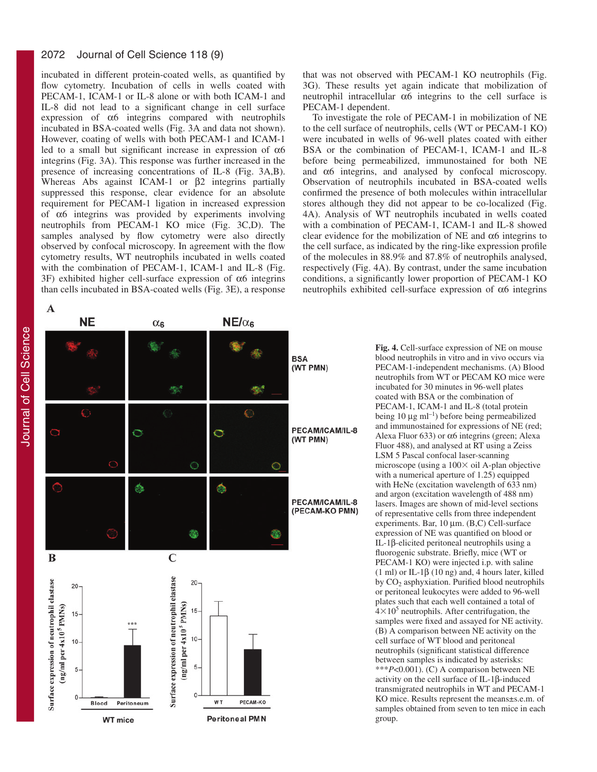incubated in different protein-coated wells, as quantified by flow cytometry. Incubation of cells in wells coated with PECAM-1, ICAM-1 or IL-8 alone or with both ICAM-1 and IL-8 did not lead to a significant change in cell surface expression of α6 integrins compared with neutrophils incubated in BSA-coated wells (Fig. 3A and data not shown). However, coating of wells with both PECAM-1 and ICAM-1 led to a small but significant increase in expression of α6 integrins (Fig. 3A). This response was further increased in the presence of increasing concentrations of IL-8 (Fig. 3A,B). Whereas Abs against ICAM-1 or β2 integrins partially suppressed this response, clear evidence for an absolute requirement for PECAM-1 ligation in increased expression of α6 integrins was provided by experiments involving neutrophils from PECAM-1 KO mice (Fig. 3C,D). The samples analysed by flow cytometry were also directly observed by confocal microscopy. In agreement with the flow cytometry results, WT neutrophils incubated in wells coated with the combination of PECAM-1, ICAM-1 and IL-8 (Fig. 3F) exhibited higher cell-surface expression of α6 integrins than cells incubated in BSA-coated wells (Fig. 3E), a response that was not observed with PECAM-1 KO neutrophils (Fig. 3G). These results yet again indicate that mobilization of neutrophil intracellular α6 integrins to the cell surface is PECAM-1 dependent.

To investigate the role of PECAM-1 in mobilization of NE to the cell surface of neutrophils, cells (WT or PECAM-1 KO) were incubated in wells of 96-well plates coated with either BSA or the combination of PECAM-1, ICAM-1 and IL-8 before being permeabilized, immunostained for both NE and α6 integrins, and analysed by confocal microscopy. Observation of neutrophils incubated in BSA-coated wells confirmed the presence of both molecules within intracellular stores although they did not appear to be co-localized (Fig. 4A). Analysis of WT neutrophils incubated in wells coated with a combination of PECAM-1, ICAM-1 and IL-8 showed clear evidence for the mobilization of NE and α6 integrins to the cell surface, as indicated by the ring-like expression profile of the molecules in 88.9% and 87.8% of neutrophils analysed, respectively (Fig. 4A). By contrast, under the same incubation conditions, a significantly lower proportion of PECAM-1 KO neutrophils exhibited cell-surface expression of α6 integrins

**Fig. 4.** Cell-surface expression of NE on mouse blood neutrophils in vitro and in vivo occurs via PECAM-1-independent mechanisms. (A) Blood neutrophils from WT or PECAM KO mice were incubated for 30 minutes in 96-well plates coated with BSA or the combination of PECAM-1, ICAM-1 and IL-8 (total protein being 10 μg $ml^{-1}$) before being permeabilized and immunostained for expressions of NE (red; Alexa Fluor 633) or α6 integrins (green; Alexa Fluor 488), and analysed at RT using a Zeiss LSM 5 Pascal confocal laser-scanning microscope (using a 100× oil A-plan objective with a numerical aperture of 1.25) equipped with HeNe (excitation wavelength of 633 nm) and argon (excitation wavelength of 488 nm) lasers. Images are shown of mid-level sections of representative cells from three independent experiments. Bar, 10 μm. (B,C) Cell-surface expression of NE was quantified on blood or IL-1β-elicited peritoneal neutrophils using a fluorogenic substrate. Briefly, mice (WT or PECAM-1 KO) were injected i.p. with saline (1 ml) or IL-1β (10 ng) and, 4 hours later, killed by $CO_2$ asphyxiation. Purified blood neutrophils or peritoneal leukocytes were added to 96-well plates such that each well contained a total of $4\times10^5$ neutrophils. After centrifugation, the samples were fixed and assayed for NE activity. (B) A comparison between NE activity on the cell surface of WT blood and peritoneal neutrophils (significant statistical difference between samples is indicated by asterisks: $***P<0.001$). (C) A comparison between NE activity on the cell surface of IL-1β-induced transmigrated neutrophils in WT and PECAM-1 KO mice. Results represent the means±s.e.m. of samples obtained from seven to ten mice in each group.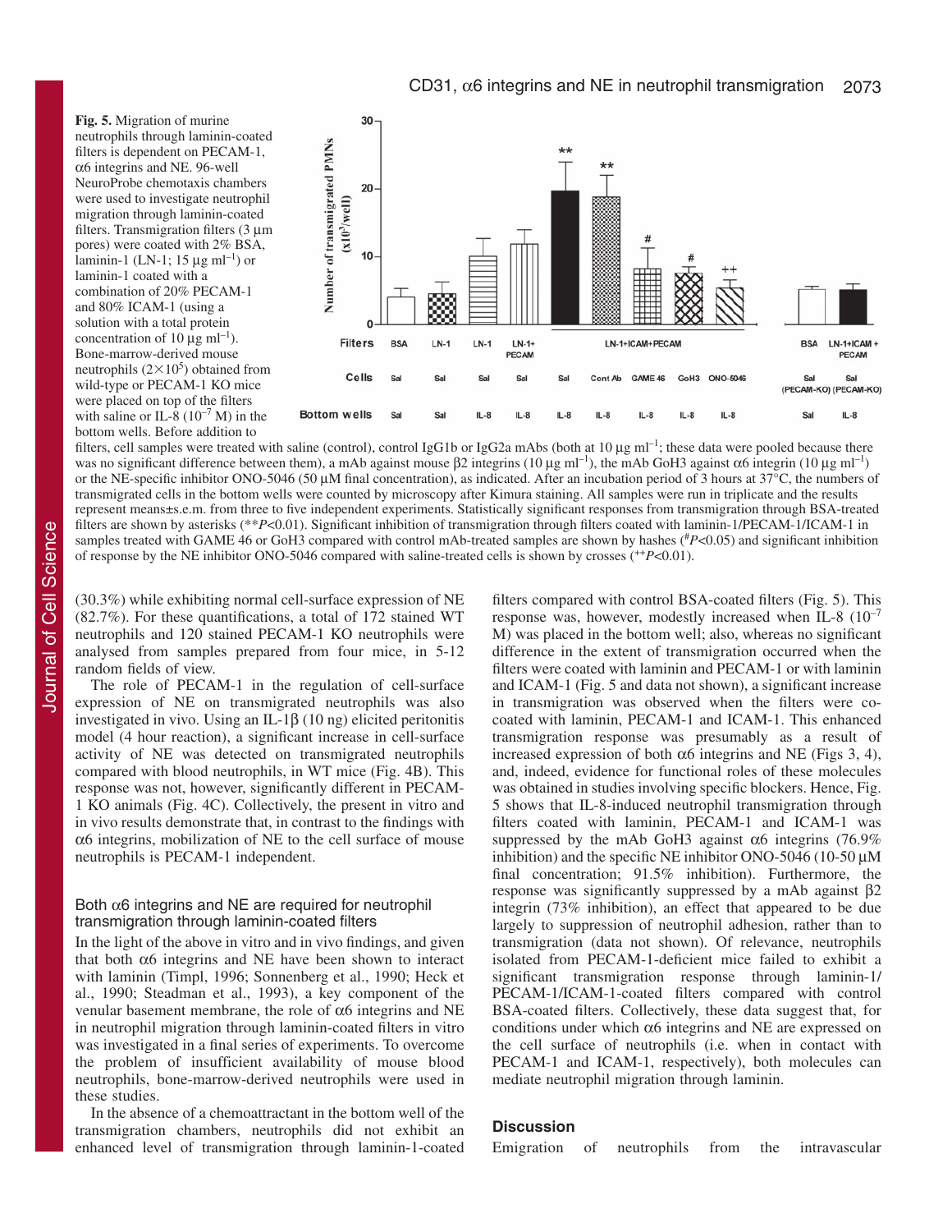**Fig. 5.** Migration of murine neutrophils through laminin-coated filters is dependent on PECAM-1, α6 integrins and NE. 96-well NeuroProbe chemotaxis chambers were used to investigate neutrophil migration through laminin-coated filters. Transmigration filters (3 μm pores) were coated with 2% BSA, laminin-1 (LN-1; 15 μg $ml^{-1}$) or laminin-1 coated with a combination of 20% PECAM-1 and 80% ICAM-1 (using a solution with a total protein concentration of 10 μg $ml^{-1}$). Bone-marrow-derived mouse neutrophils ($2\times10^5$) obtained from wild-type or PECAM-1 KO mice were placed on top of the filters with saline or IL-8 ($10^{-7}$ M) in the bottom wells. Before addition to filters, cell samples were treated with saline (control), control IgG1b or IgG2a mAbs (both at 10 μg $ml^{-1}$; these data were pooled because there was no significant difference between them), a mAb against mouse β2 integrins (10 μg $ml^{-1}$), the mAb GoH3 against α6 integrin (10 μg $ml^{-1}$) or the NE-specific inhibitor ONO-5046 (50 μM final concentration), as indicated. After an incubation period of 3 hours at 37°C, the numbers of transmigrated cells in the bottom wells were counted by microscopy after Kimura staining. All samples were run in triplicate and the results represent means±s.e.m. from three to five independent experiments. Statistically significant responses from transmigration through BSA-treated filters are shown by asterisks (**$P$<0.01). Significant inhibition of transmigration through filters coated with laminin-1/PECAM-1/ICAM-1 in samples treated with GAME 46 or GoH3 compared with control mAb-treated samples are shown by hashes ([#]$P$<0.05) and significant inhibition of response by the NE inhibitor ONO-5046 compared with saline-treated cells is shown by crosses ([++]$P$<0.01).

(30.3%) while exhibiting normal cell-surface expression of NE (82.7%). For these quantifications, a total of 172 stained WT neutrophils and 120 stained PECAM-1 KO neutrophils were analysed from samples prepared from four mice, in 5-12 random fields of view.

The role of PECAM-1 in the regulation of cell-surface expression of NE on transmigrated neutrophils was also investigated in vivo. Using an IL-1β (10 ng) elicited peritonitis model (4 hour reaction), a significant increase in cell-surface activity of NE was detected on transmigrated neutrophils compared with blood neutrophils, in WT mice (Fig. 4B). This response was not, however, significantly different in PECAM-1 KO animals (Fig. 4C). Collectively, the present in vitro and in vivo results demonstrate that, in contrast to the findings with α6 integrins, mobilization of NE to the cell surface of mouse neutrophils is PECAM-1 independent.

### Both α6 integrins and NE are required for neutrophil transmigration through laminin-coated filters

In the light of the above in vitro and in vivo findings, and given that both α6 integrins and NE have been shown to interact with laminin (Timpl, 1996; Sonnenberg et al., 1990; Heck et al., 1990; Steadman et al., 1993), a key component of the venular basement membrane, the role of α6 integrins and NE in neutrophil migration through laminin-coated filters in vitro was investigated in a final series of experiments. To overcome the problem of insufficient availability of mouse blood neutrophils, bone-marrow-derived neutrophils were used in these studies.

In the absence of a chemoattractant in the bottom well of the transmigration chambers, neutrophils did not exhibit an enhanced level of transmigration through laminin-1-coated filters compared with control BSA-coated filters (Fig. 5). This response was, however, modestly increased when IL-8 ($10^{-7}$ M) was placed in the bottom well; also, whereas no significant difference in the extent of transmigration occurred when the filters were coated with laminin and PECAM-1 or with laminin and ICAM-1 (Fig. 5 and data not shown), a significant increase in transmigration was observed when the filters were co-coated with laminin, PECAM-1 and ICAM-1. This enhanced transmigration response was presumably as a result of increased expression of both α6 integrins and NE (Figs 3, 4), and, indeed, evidence for functional roles of these molecules was obtained in studies involving specific blockers. Hence, Fig. 5 shows that IL-8-induced neutrophil transmigration through filters coated with laminin, PECAM-1 and ICAM-1 was suppressed by the mAb GoH3 against α6 integrins (76.9% inhibition) and the specific NE inhibitor ONO-5046 (10-50 μM final concentration; 91.5% inhibition). Furthermore, the response was significantly suppressed by a mAb against β2 integrin (73% inhibition), an effect that appeared to be due largely to suppression of neutrophil adhesion, rather than to transmigration (data not shown). Of relevance, neutrophils isolated from PECAM-1-deficient mice failed to exhibit a significant transmigration response through laminin-1/PECAM-1/ICAM-1-coated filters compared with control BSA-coated filters. Collectively, these data suggest that, for conditions under which α6 integrins and NE are expressed on the cell surface of neutrophils (i.e. when in contact with PECAM-1 and ICAM-1, respectively), both molecules can mediate neutrophil migration through laminin.

## Discussion

Emigration of neutrophils from the intravascular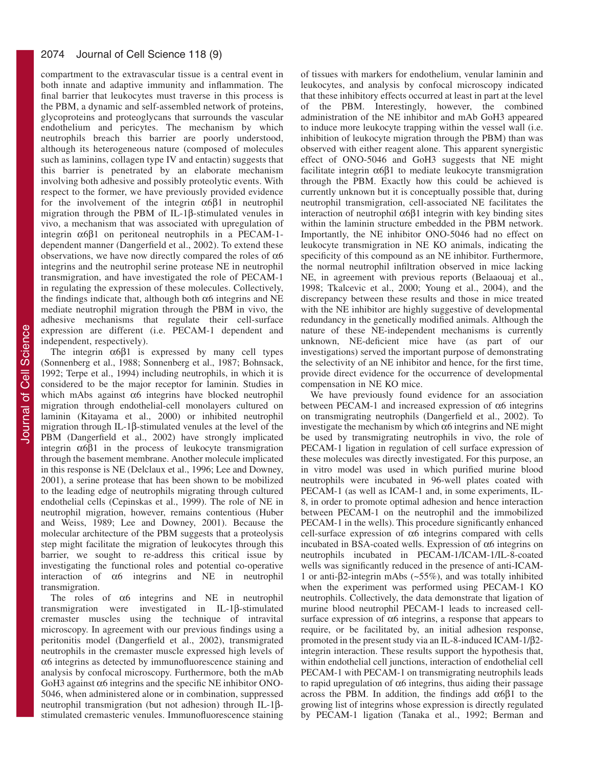compartment to the extravascular tissue is a central event in both innate and adaptive immunity and inflammation. The final barrier that leukocytes must traverse in this process is the PBM, a dynamic and self-assembled network of proteins, glycoproteins and proteoglycans that surrounds the vascular endothelium and pericytes. The mechanism by which neutrophils breach this barrier are poorly understood, although its heterogeneous nature (composed of molecules such as laminins, collagen type IV and entactin) suggests that this barrier is penetrated by an elaborate mechanism involving both adhesive and possibly proteolytic events. With respect to the former, we have previously provided evidence for the involvement of the integrin α6β1 in neutrophil migration through the PBM of IL-1β-stimulated venules in vivo, a mechanism that was associated with upregulation of integrin α6β1 on peritoneal neutrophils in a PECAM-1-dependent manner (Dangerfield et al., 2002). To extend these observations, we have now directly compared the roles of α6 integrins and the neutrophil serine protease NE in neutrophil transmigration, and have investigated the role of PECAM-1 in regulating the expression of these molecules. Collectively, the findings indicate that, although both α6 integrins and NE mediate neutrophil migration through the PBM in vivo, the adhesive mechanisms that regulate their cell-surface expression are different (i.e. PECAM-1 dependent and independent, respectively).

The integrin α6β1 is expressed by many cell types (Sonnenberg et al., 1988; Sonnenberg et al., 1987; Bohnsack, 1992; Terpe et al., 1994) including neutrophils, in which it is considered to be the major receptor for laminin. Studies in which mAbs against α6 integrins have blocked neutrophil migration through endothelial-cell monolayers cultured on laminin (Kitayama et al., 2000) or inhibited neutrophil migration through IL-1β-stimulated venules at the level of the PBM (Dangerfield et al., 2002) have strongly implicated integrin α6β1 in the process of leukocyte transmigration through the basement membrane. Another molecule implicated in this response is NE (Delclaux et al., 1996; Lee and Downey, 2001), a serine protease that has been shown to be mobilized to the leading edge of neutrophils migrating through cultured endothelial cells (Cepinskas et al., 1999). The role of NE in neutrophil migration, however, remains contentious (Huber and Weiss, 1989; Lee and Downey, 2001). Because the molecular architecture of the PBM suggests that a proteolysis step might facilitate the migration of leukocytes through this barrier, we sought to re-address this critical issue by investigating the functional roles and potential co-operative interaction of α6 integrins and NE in neutrophil transmigration.

The roles of α6 integrins and NE in neutrophil transmigration were investigated in IL-1β-stimulated cremaster muscles using the technique of intravital microscopy. In agreement with our previous findings using a peritonitis model (Dangerfield et al., 2002), transmigrated neutrophils in the cremaster muscle expressed high levels of α6 integrins as detected by immunofluorescence staining and analysis by confocal microscopy. Furthermore, both the mAb GoH3 against α6 integrins and the specific NE inhibitor ONO-5046, when administered alone or in combination, suppressed neutrophil transmigration (but not adhesion) through IL-1β-stimulated cremasteric venules. Immunofluorescence staining of tissues with markers for endothelium, venular laminin and leukocytes, and analysis by confocal microscopy indicated that these inhibitory effects occurred at least in part at the level of the PBM. Interestingly, however, the combined administration of the NE inhibitor and mAb GoH3 appeared to induce more leukocyte trapping within the vessel wall (i.e. inhibition of leukocyte migration through the PBM) than was observed with either reagent alone. This apparent synergistic effect of ONO-5046 and GoH3 suggests that NE might facilitate integrin α6β1 to mediate leukocyte transmigration through the PBM. Exactly how this could be achieved is currently unknown but it is conceptually possible that, during neutrophil transmigration, cell-associated NE facilitates the interaction of neutrophil α6β1 integrin with key binding sites within the laminin structure embedded in the PBM network. Importantly, the NE inhibitor ONO-5046 had no effect on leukocyte transmigration in NE KO animals, indicating the specificity of this compound as an NE inhibitor. Furthermore, the normal neutrophil infiltration observed in mice lacking NE, in agreement with previous reports (Belaaouaj et al., 1998; Tkalcevic et al., 2000; Young et al., 2004), and the discrepancy between these results and those in mice treated with the NE inhibitor are highly suggestive of developmental redundancy in the genetically modified animals. Although the nature of these NE-independent mechanisms is currently unknown, NE-deficient mice have (as part of our investigations) served the important purpose of demonstrating the selectivity of an NE inhibitor and hence, for the first time, provide direct evidence for the occurrence of developmental compensation in NE KO mice.

We have previously found evidence for an association between PECAM-1 and increased expression of α6 integrins on transmigrating neutrophils (Dangerfield et al., 2002). To investigate the mechanism by which α6 integrins and NE might be used by transmigrating neutrophils in vivo, the role of PECAM-1 ligation in regulation of cell surface expression of these molecules was directly investigated. For this purpose, an in vitro model was used in which purified murine blood neutrophils were incubated in 96-well plates coated with PECAM-1 (as well as ICAM-1 and, in some experiments, IL-8, in order to promote optimal adhesion and hence interaction between PECAM-1 on the neutrophil and the immobilized PECAM-1 in the wells). This procedure significantly enhanced cell-surface expression of α6 integrins compared with cells incubated in BSA-coated wells. Expression of α6 integrins on neutrophils incubated in PECAM-1/ICAM-1/IL-8-coated wells was significantly reduced in the presence of anti-ICAM-1 or anti-β2-integrin mAbs (~55%), and was totally inhibited when the experiment was performed using PECAM-1 KO neutrophils. Collectively, the data demonstrate that ligation of murine blood neutrophil PECAM-1 leads to increased cell-surface expression of α6 integrins, a response that appears to require, or be facilitated by, an initial adhesion response, promoted in the present study via an IL-8-induced ICAM-1/β2-integrin interaction. These results support the hypothesis that, within endothelial cell junctions, interaction of endothelial cell PECAM-1 with PECAM-1 on transmigrating neutrophils leads to rapid upregulation of α6 integrins, thus aiding their passage across the PBM. In addition, the findings add α6β1 to the growing list of integrins whose expression is directly regulated by PECAM-1 ligation (Tanaka et al., 1992; Berman and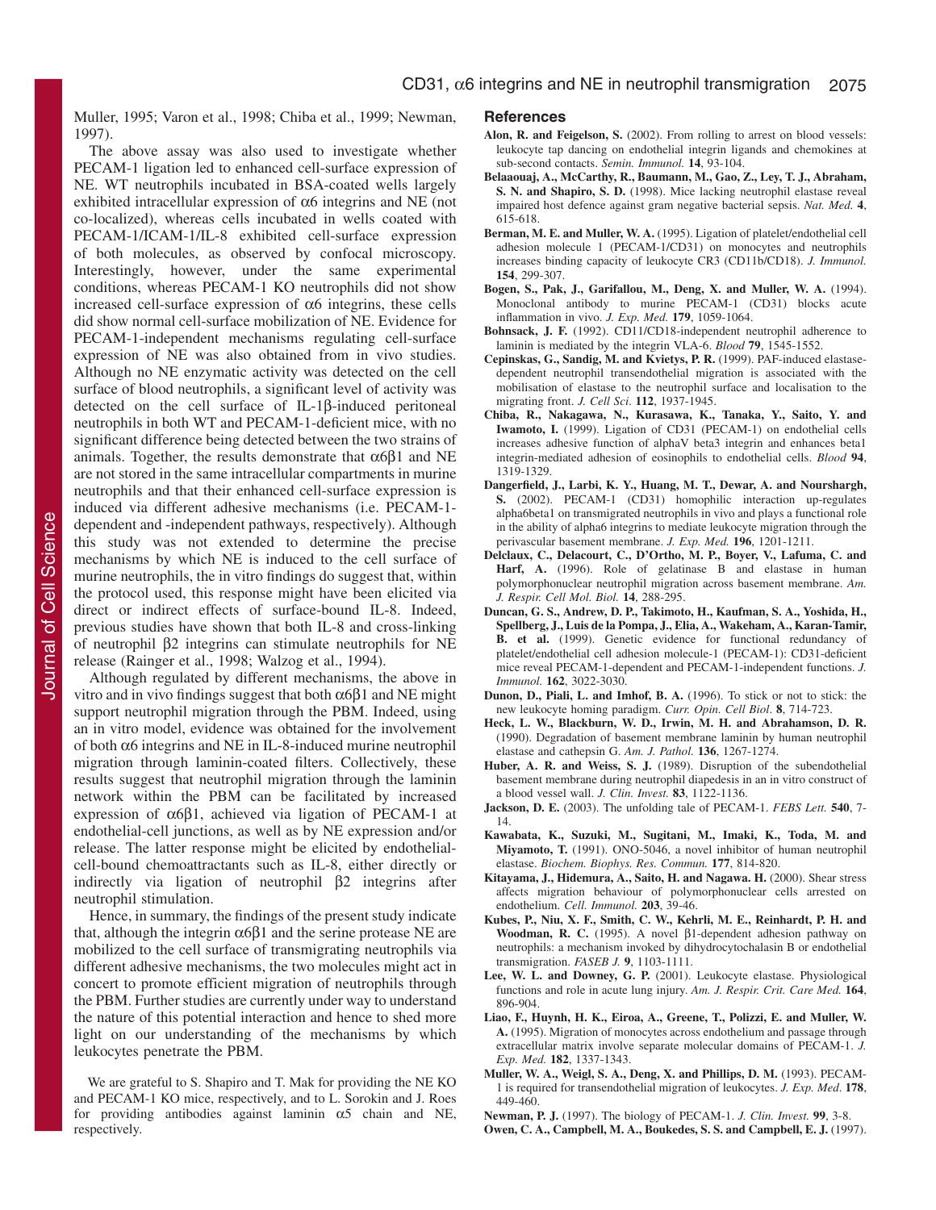Muller, 1995; Varon et al., 1998; Chiba et al., 1999; Newman, 1997).

The above assay was also used to investigate whether PECAM-1 ligation led to enhanced cell-surface expression of NE. WT neutrophils incubated in BSA-coated wells largely exhibited intracellular expression of α6 integrins and NE (not co-localized), whereas cells incubated in wells coated with PECAM-1/ICAM-1/IL-8 exhibited cell-surface expression of both molecules, as observed by confocal microscopy. Interestingly, however, under the same experimental conditions, whereas PECAM-1 KO neutrophils did not show increased cell-surface expression of α6 integrins, these cells did show normal cell-surface mobilization of NE. Evidence for PECAM-1-independent mechanisms regulating cell-surface expression of NE was also obtained from in vivo studies. Although no NE enzymatic activity was detected on the cell surface of blood neutrophils, a significant level of activity was detected on the cell surface of IL-1β-induced peritoneal neutrophils in both WT and PECAM-1-deficient mice, with no significant difference being detected between the two strains of animals. Together, the results demonstrate that α6β1 and NE are not stored in the same intracellular compartments in murine neutrophils and that their enhanced cell-surface expression is induced via different adhesive mechanisms (i.e. PECAM-1-dependent and -independent pathways, respectively). Although this study was not extended to determine the precise mechanisms by which NE is induced to the cell surface of murine neutrophils, the in vitro findings do suggest that, within the protocol used, this response might have been elicited via direct or indirect effects of surface-bound IL-8. Indeed, previous studies have shown that both IL-8 and cross-linking of neutrophil β2 integrins can stimulate neutrophils for NE release (Rainger et al., 1998; Walzog et al., 1994).

Although regulated by different mechanisms, the above in vitro and in vivo findings suggest that both α6β1 and NE might support neutrophil migration through the PBM. Indeed, using an in vitro model, evidence was obtained for the involvement of both α6 integrins and NE in IL-8-induced murine neutrophil migration through laminin-coated filters. Collectively, these results suggest that neutrophil migration through the laminin network within the PBM can be facilitated by increased expression of α6β1, achieved via ligation of PECAM-1 at endothelial-cell junctions, as well as by NE expression and/or release. The latter response might be elicited by endothelial-cell-bound chemoattractants such as IL-8, either directly or indirectly via ligation of neutrophil β2 integrins after neutrophil stimulation.

Hence, in summary, the findings of the present study indicate that, although the integrin α6β1 and the serine protease NE are mobilized to the cell surface of transmigrating neutrophils via different adhesive mechanisms, the two molecules might act in concert to promote efficient migration of neutrophils through the PBM. Further studies are currently under way to understand the nature of this potential interaction and hence to shed more light on our understanding of the mechanisms by which leukocytes penetrate the PBM.

We are grateful to S. Shapiro and T. Mak for providing the NE KO and PECAM-1 KO mice, respectively, and to L. Sorokin and J. Roes for providing antibodies against laminin α5 chain and NE, respectively.

## References

**Alon, R. and Feigelson, S.** (2002). From rolling to arrest on blood vessels: leukocyte tap dancing on endothelial integrin ligands and chemokines at sub-second contacts. *Semin. Immunol.* **14**, 93-104.

**Belaaouaj, A., McCarthy, R., Baumann, M., Gao, Z., Ley, T. J., Abraham, S. N. and Shapiro, S. D.** (1998). Mice lacking neutrophil elastase reveal impaired host defence against gram negative bacterial sepsis. *Nat. Med.* **4**, 615-618.

**Berman, M. E. and Muller, W. A.** (1995). Ligation of platelet/endothelial cell adhesion molecule 1 (PECAM-1/CD31) on monocytes and neutrophils increases binding capacity of leukocyte CR3 (CD11b/CD18). *J. Immunol.* **154**, 299-307.

**Bogen, S., Pak, J., Garifallou, M., Deng, X. and Muller, W. A.** (1994). Monoclonal antibody to murine PECAM-1 (CD31) blocks acute inflammation in vivo. *J. Exp. Med.* **179**, 1059-1064.

**Bohnsack, J. F.** (1992). CD11/CD18-independent neutrophil adherence to laminin is mediated by the integrin VLA-6. *Blood* **79**, 1545-1552.

**Cepinskas, G., Sandig, M. and Kvietys, P. R.** (1999). PAF-induced elastase-dependent neutrophil transendothelial migration is associated with the mobilisation of elastase to the neutrophil surface and localisation to the migrating front. *J. Cell Sci.* **112**, 1937-1945.

**Chiba, R., Nakagawa, N., Kurasawa, K., Tanaka, Y., Saito, Y. and Iwamoto, I.** (1999). Ligation of CD31 (PECAM-1) on endothelial cells increases adhesive function of alphaV beta3 integrin and enhances beta1 integrin-mediated adhesion of eosinophils to endothelial cells. *Blood* **94**, 1319-1329.

**Dangerfield, J., Larbi, K. Y., Huang, M. T., Dewar, A. and Nourshargh, S.** (2002). PECAM-1 (CD31) homophilic interaction up-regulates alpha6beta1 on transmigrated neutrophils in vivo and plays a functional role in the ability of alpha6 integrins to mediate leukocyte migration through the perivascular basement membrane. *J. Exp. Med.* **196**, 1201-1211.

**Delclaux, C., Delacourt, C., D'Ortho, M. P., Boyer, V., Lafuma, C. and Harf, A.** (1996). Role of gelatinase B and elastase in human polymorphonuclear neutrophil migration across basement membrane. *Am. J. Respir. Cell Mol. Biol.* **14**, 288-295.

**Duncan, G. S., Andrew, D. P., Takimoto, H., Kaufman, S. A., Yoshida, H., Spellberg, J., Luis de la Pompa, J., Elia, A., Wakeham, A., Karan-Tamir, B. et al.** (1999). Genetic evidence for functional redundancy of platelet/endothelial cell adhesion molecule-1 (PECAM-1): CD31-deficient mice reveal PECAM-1-dependent and PECAM-1-independent functions. *J. Immunol.* **162**, 3022-3030.

**Dunon, D., Piali, L. and Imhof, B. A.** (1996). To stick or not to stick: the new leukocyte homing paradigm. *Curr. Opin. Cell Biol.* **8**, 714-723.

**Heck, L. W., Blackburn, W. D., Irwin, M. H. and Abrahamson, D. R.** (1990). Degradation of basement membrane laminin by human neutrophil elastase and cathepsin G. *Am. J. Pathol.* **136**, 1267-1274.

**Huber, A. R. and Weiss, S. J.** (1989). Disruption of the subendothelial basement membrane during neutrophil diapedesis in an in vitro construct of a blood vessel wall. *J. Clin. Invest.* **83**, 1122-1136.

**Jackson, D. E.** (2003). The unfolding tale of PECAM-1. *FEBS Lett.* **540**, 7-14.

**Kawabata, K., Suzuki, M., Sugitani, M., Imaki, K., Toda, M. and Miyamoto, T.** (1991). ONO-5046, a novel inhibitor of human neutrophil elastase. *Biochem. Biophys. Res. Commun.* **177**, 814-820.

**Kitayama, J., Hidemura, A., Saito, H. and Nagawa. H.** (2000). Shear stress affects migration behaviour of polymorphonuclear cells arrested on endothelium. *Cell. Immunol.* **203**, 39-46.

**Kubes, P., Niu, X. F., Smith, C. W., Kehrli, M. E., Reinhardt, P. H. and Woodman, R. C.** (1995). A novel β1-dependent adhesion pathway on neutrophils: a mechanism invoked by dihydrocytochalasin B or endothelial transmigration. *FASEB J.* **9**, 1103-1111.

**Lee, W. L. and Downey, G. P.** (2001). Leukocyte elastase. Physiological functions and role in acute lung injury. *Am. J. Respir. Crit. Care Med.* **164**, 896-904.

**Liao, F., Huynh, H. K., Eiroa, A., Greene, T., Polizzi, E. and Muller, W. A.** (1995). Migration of monocytes across endothelium and passage through extracellular matrix involve separate molecular domains of PECAM-1. *J. Exp. Med.* **182**, 1337-1343.

**Muller, W. A., Weigl, S. A., Deng, X. and Phillips, D. M.** (1993). PECAM-1 is required for transendothelial migration of leukocytes. *J. Exp. Med.* **178**, 449-460.

**Newman, P. J.** (1997). The biology of PECAM-1. *J. Clin. Invest.* **99**, 3-8.

**Owen, C. A., Campbell, M. A., Boukedes, S. S. and Campbell, E. J.** (1997).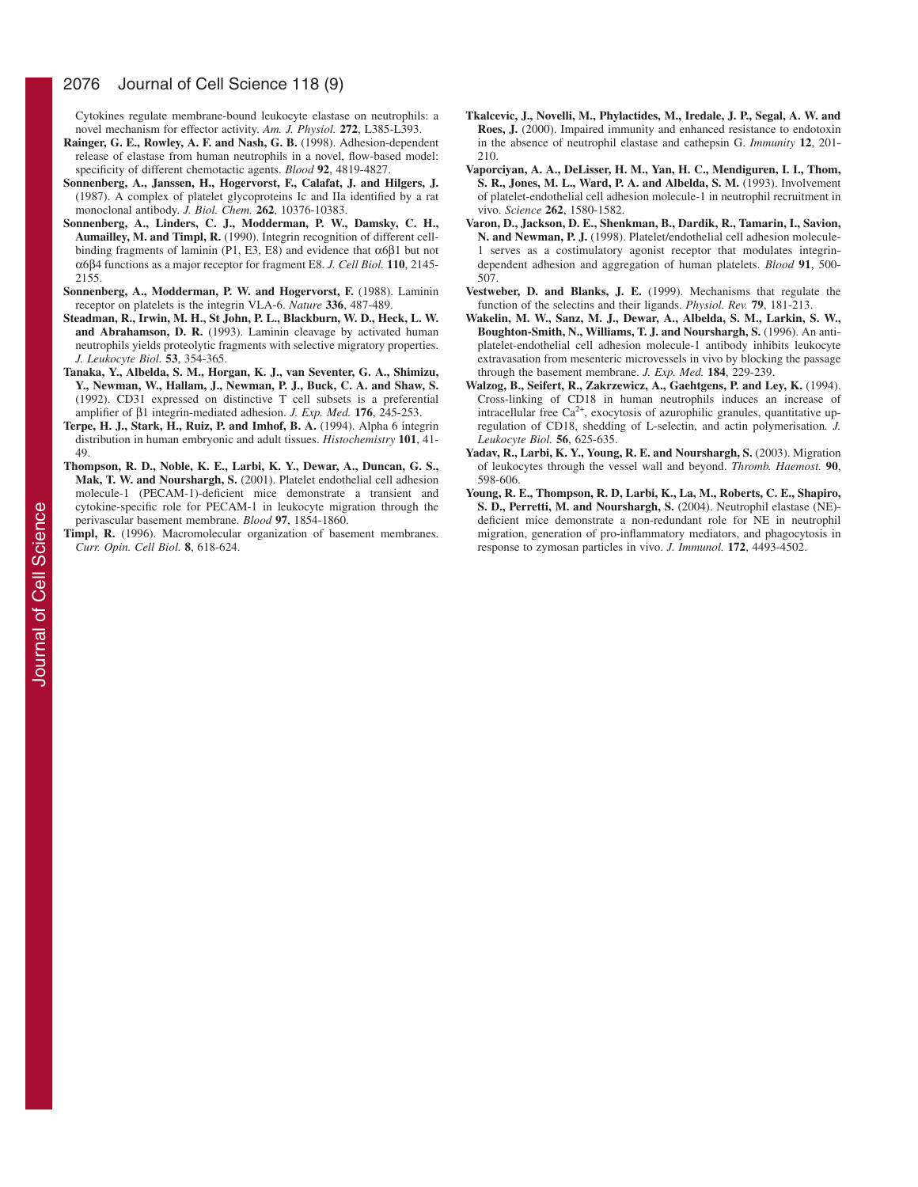Cytokines regulate membrane-bound leukocyte elastase on neutrophils: a novel mechanism for effector activity. *Am. J. Physiol.* **272**, L385-L393.

**Rainger, G. E., Rowley, A. F. and Nash, G. B.** (1998). Adhesion-dependent release of elastase from human neutrophils in a novel, flow-based model: specificity of different chemotactic agents. *Blood* **92**, 4819-4827.

**Sonnenberg, A., Janssen, H., Hogervorst, F., Calafat, J. and Hilgers, J.** (1987). A complex of platelet glycoproteins Ic and IIa identified by a rat monoclonal antibody. *J. Biol. Chem.* **262**, 10376-10383.

**Sonnenberg, A., Linders, C. J., Modderman, P. W., Damsky, C. H., Aumailley, M. and Timpl, R.** (1990). Integrin recognition of different cell-binding fragments of laminin (P1, E3, E8) and evidence that $\alpha6\beta1$ but not $\alpha6\beta4$ functions as a major receptor for fragment E8. *J. Cell Biol.* **110**, 2145-2155.

**Sonnenberg, A., Modderman, P. W. and Hogervorst, F.** (1988). Laminin receptor on platelets is the integrin VLA-6. *Nature* **336**, 487-489.

**Steadman, R., Irwin, M. H., St John, P. L., Blackburn, W. D., Heck, L. W. and Abrahamson, D. R.** (1993). Laminin cleavage by activated human neutrophils yields proteolytic fragments with selective migratory properties. *J. Leukocyte Biol.* **53**, 354-365.

**Tanaka, Y., Albelda, S. M., Horgan, K. J., van Seventer, G. A., Shimizu, Y., Newman, W., Hallam, J., Newman, P. J., Buck, C. A. and Shaw, S.** (1992). CD31 expressed on distinctive T cell subsets is a preferential amplifier of $\beta1$ integrin-mediated adhesion. *J. Exp. Med.* **176**, 245-253.

**Terpe, H. J., Stark, H., Ruiz, P. and Imhof, B. A.** (1994). Alpha 6 integrin distribution in human embryonic and adult tissues. *Histochemistry* **101**, 41-49.

**Thompson, R. D., Noble, K. E., Larbi, K. Y., Dewar, A., Duncan, G. S., Mak, T. W. and Nourshargh, S.** (2001). Platelet endothelial cell adhesion molecule-1 (PECAM-1)-deficient mice demonstrate a transient and cytokine-specific role for PECAM-1 in leukocyte migration through the perivascular basement membrane. *Blood* **97**, 1854-1860.

**Timpl, R.** (1996). Macromolecular organization of basement membranes. *Curr. Opin. Cell Biol.* **8**, 618-624.

**Tkalcevic, J., Novelli, M., Phylactides, M., Iredale, J. P., Segal, A. W. and Roes, J.** (2000). Impaired immunity and enhanced resistance to endotoxin in the absence of neutrophil elastase and cathepsin G. *Immunity* **12**, 201-210.

**Vaporciyan, A. A., DeLisser, H. M., Yan, H. C., Mendiguren, I. I., Thom, S. R., Jones, M. L., Ward, P. A. and Albelda, S. M.** (1993). Involvement of platelet-endothelial cell adhesion molecule-1 in neutrophil recruitment in vivo. *Science* **262**, 1580-1582.

**Varon, D., Jackson, D. E., Shenkman, B., Dardik, R., Tamarin, I., Savion, N. and Newman, P. J.** (1998). Platelet/endothelial cell adhesion molecule-1 serves as a costimulatory agonist receptor that modulates integrin-dependent adhesion and aggregation of human platelets. *Blood* **91**, 500-507.

**Vestweber, D. and Blanks, J. E.** (1999). Mechanisms that regulate the function of the selectins and their ligands. *Physiol. Rev.* **79**, 181-213.

**Wakelin, M. W., Sanz, M. J., Dewar, A., Albelda, S. M., Larkin, S. W., Boughton-Smith, N., Williams, T. J. and Nourshargh, S.** (1996). An anti-platelet-endothelial cell adhesion molecule-1 antibody inhibits leukocyte extravasation from mesenteric microvessels in vivo by blocking the passage through the basement membrane. *J. Exp. Med.* **184**, 229-239.

**Walzog, B., Seifert, R., Zakrzewicz, A., Gaehtgens, P. and Ley, K.** (1994). Cross-linking of CD18 in human neutrophils induces an increase of intracellular free $Ca^{2+}$, exocytosis of azurophilic granules, quantitative up-regulation of CD18, shedding of L-selectin, and actin polymerisation. *J. Leukocyte Biol.* **56**, 625-635.

**Yadav, R., Larbi, K. Y., Young, R. E. and Nourshargh, S.** (2003). Migration of leukocytes through the vessel wall and beyond. *Thromb. Haemost.* **90**, 598-606.

**Young, R. E., Thompson, R. D, Larbi, K., La, M., Roberts, C. E., Shapiro, S. D., Perretti, M. and Nourshargh, S.** (2004). Neutrophil elastase (NE)-deficient mice demonstrate a non-redundant role for NE in neutrophil migration, generation of pro-inflammatory mediators, and phagocytosis in response to zymosan particles in vivo. *J. Immunol.* **172**, 4493-4502.